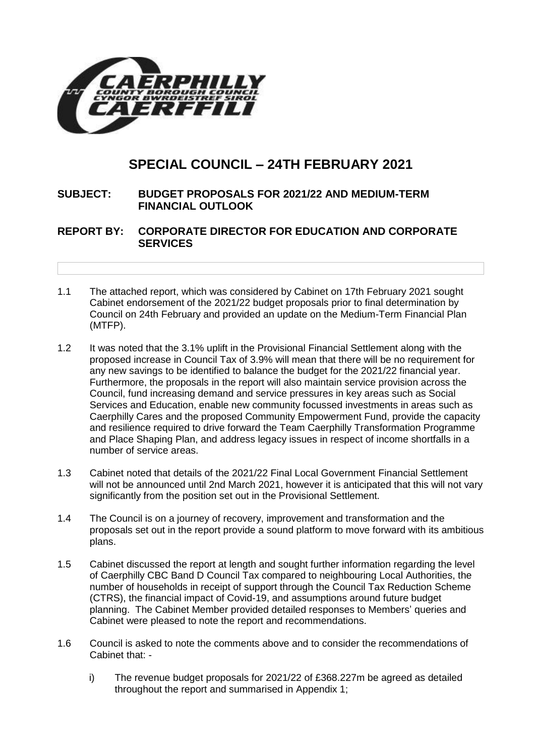# SPECIAL COUNCIL – 24TH FEBRUARY 2021

**SUBJECT: BUDGET PROPOSALS FOR 2021/22 AND MEDIUM-TERM FINANCIAL OUTLOOK**

**REPORT BY: CORPORATE DIRECTOR FOR EDUCATION AND CORPORATE SERVICES**

1.1 The attached report, which was considered by Cabinet on 17th February 2021 sought Cabinet endorsement of the 2021/22 budget proposals prior to final determination by Council on 24th February and provided an update on the Medium-Term Financial Plan (MTFP).

1.2 It was noted that the 3.1% uplift in the Provisional Financial Settlement along with the proposed increase in Council Tax of 3.9% will mean that there will be no requirement for any new savings to be identified to balance the budget for the 2021/22 financial year. Furthermore, the proposals in the report will also maintain service provision across the Council, fund increasing demand and service pressures in key areas such as Social Services and Education, enable new community focussed investments in areas such as Caerphilly Cares and the proposed Community Empowerment Fund, provide the capacity and resilience required to drive forward the Team Caerphilly Transformation Programme and Place Shaping Plan, and address legacy issues in respect of income shortfalls in a number of service areas.

1.3 Cabinet noted that details of the 2021/22 Final Local Government Financial Settlement will not be announced until 2nd March 2021, however it is anticipated that this will not vary significantly from the position set out in the Provisional Settlement.

1.4 The Council is on a journey of recovery, improvement and transformation and the proposals set out in the report provide a sound platform to move forward with its ambitious plans.

1.5 Cabinet discussed the report at length and sought further information regarding the level of Caerphilly CBC Band D Council Tax compared to neighbouring Local Authorities, the number of households in receipt of support through the Council Tax Reduction Scheme (CTRS), the financial impact of Covid-19, and assumptions around future budget planning. The Cabinet Member provided detailed responses to Members' queries and Cabinet were pleased to note the report and recommendations.

1.6 Council is asked to note the comments above and to consider the recommendations of Cabinet that: -

i) The revenue budget proposals for 2021/22 of £368.227m be agreed as detailed throughout the report and summarised in Appendix 1;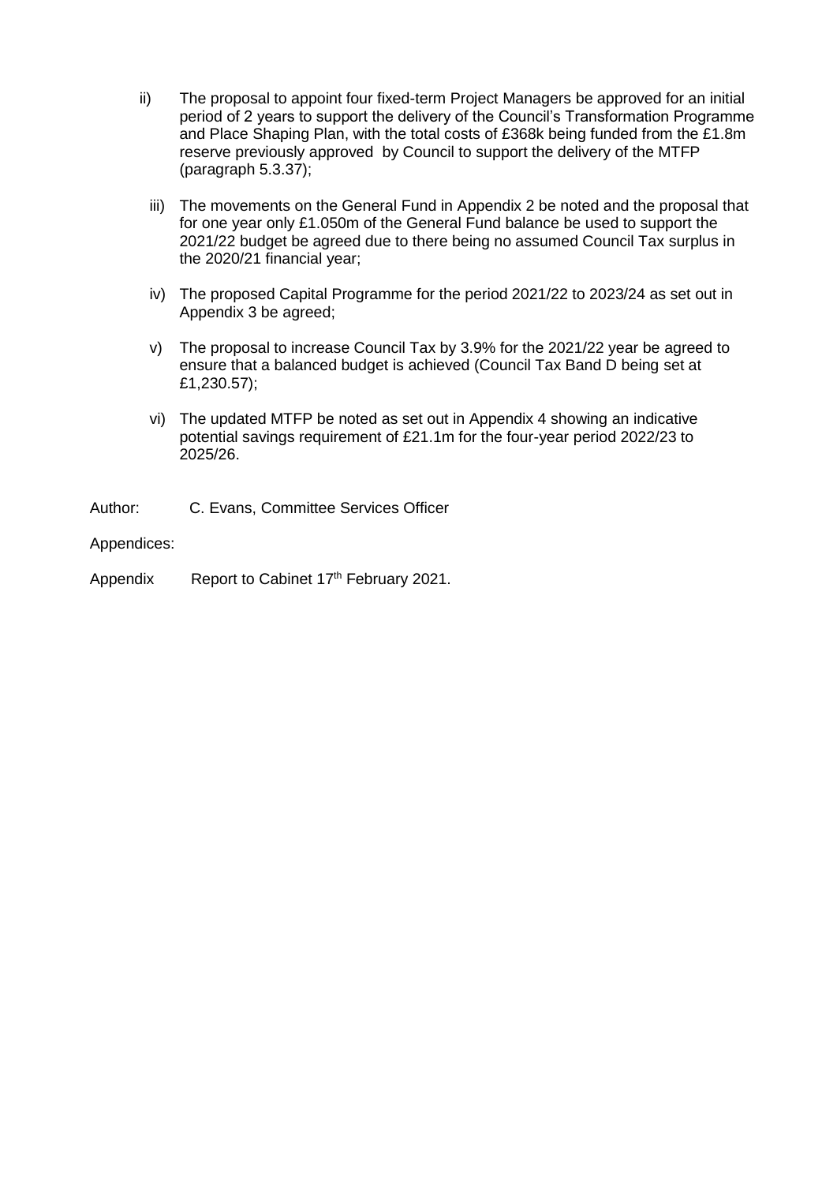ii) The proposal to appoint four fixed-term Project Managers be approved for an initial period of 2 years to support the delivery of the Council's Transformation Programme and Place Shaping Plan, with the total costs of £368k being funded from the £1.8m reserve previously approved by Council to support the delivery of the MTFP (paragraph 5.3.37);

iii) The movements on the General Fund in Appendix 2 be noted and the proposal that for one year only £1.050m of the General Fund balance be used to support the 2021/22 budget be agreed due to there being no assumed Council Tax surplus in the 2020/21 financial year;

iv) The proposed Capital Programme for the period 2021/22 to 2023/24 as set out in Appendix 3 be agreed;

v) The proposal to increase Council Tax by 3.9% for the 2021/22 year be agreed to ensure that a balanced budget is achieved (Council Tax Band D being set at £1,230.57);

vi) The updated MTFP be noted as set out in Appendix 4 showing an indicative potential savings requirement of £21.1m for the four-year period 2022/23 to 2025/26.

Author: C. Evans, Committee Services Officer

Appendices:

Appendix Report to Cabinet 17th February 2021.